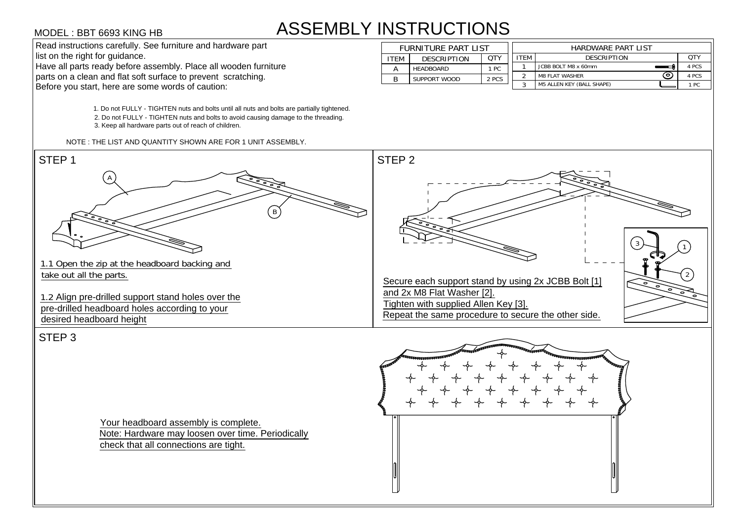MODEL : BBT 6693 KING HB

# ASSEMBLY INSTRUCTIONS

Read instructions carefully. See furniture and hardware part list on the right for guidance.
Have all parts ready before assembly. Place all wooden furniture parts on a clean and flat soft surface to prevent scratching.
Before you start, here are some words of caution:

| FURNITURE PART LIST | | |
|---|---|---|
| ITEM | DESCRIPTION | QTY |
| A | HEADBOARD | 1 PC |
| B | SUPPORT WOOD | 2 PCS |

| HARDWARE PART LIST | | |
|---|---|---|
| ITEM | DESCRIPTION | QTY |
| 1 | JCBB BOLT M8 x 60mm | 4 PCS |
| 2 | M8 FLAT WASHER | 4 PCS |
| 3 | M5 ALLEN KEY (BALL SHAPE) | 1 PC |

1. Do not FULLY - TIGHTEN nuts and bolts until all nuts and bolts are partially tightened.
2. Do not FULLY - TIGHTEN nuts and bolts to avoid causing damage to the threading.
3. Keep all hardware parts out of reach of children.

NOTE : THE LIST AND QUANTITY SHOWN ARE FOR 1 UNIT ASSEMBLY.

## STEP 1

A

B

1.1 Open the zip at the headboard backing and take out all the parts.

1.2 Align pre-drilled support stand holes over the pre-drilled headboard holes according to your desired headboard height

## STEP 2

3

1

2

Secure each support stand by using 2x JCBB Bolt [1] and 2x M8 Flat Washer [2].
Tighten with supplied Allen Key [3].
Repeat the same procedure to secure the other side.

## STEP 3

Your headboard assembly is complete.
Note: Hardware may loosen over time. Periodically check that all connections are tight.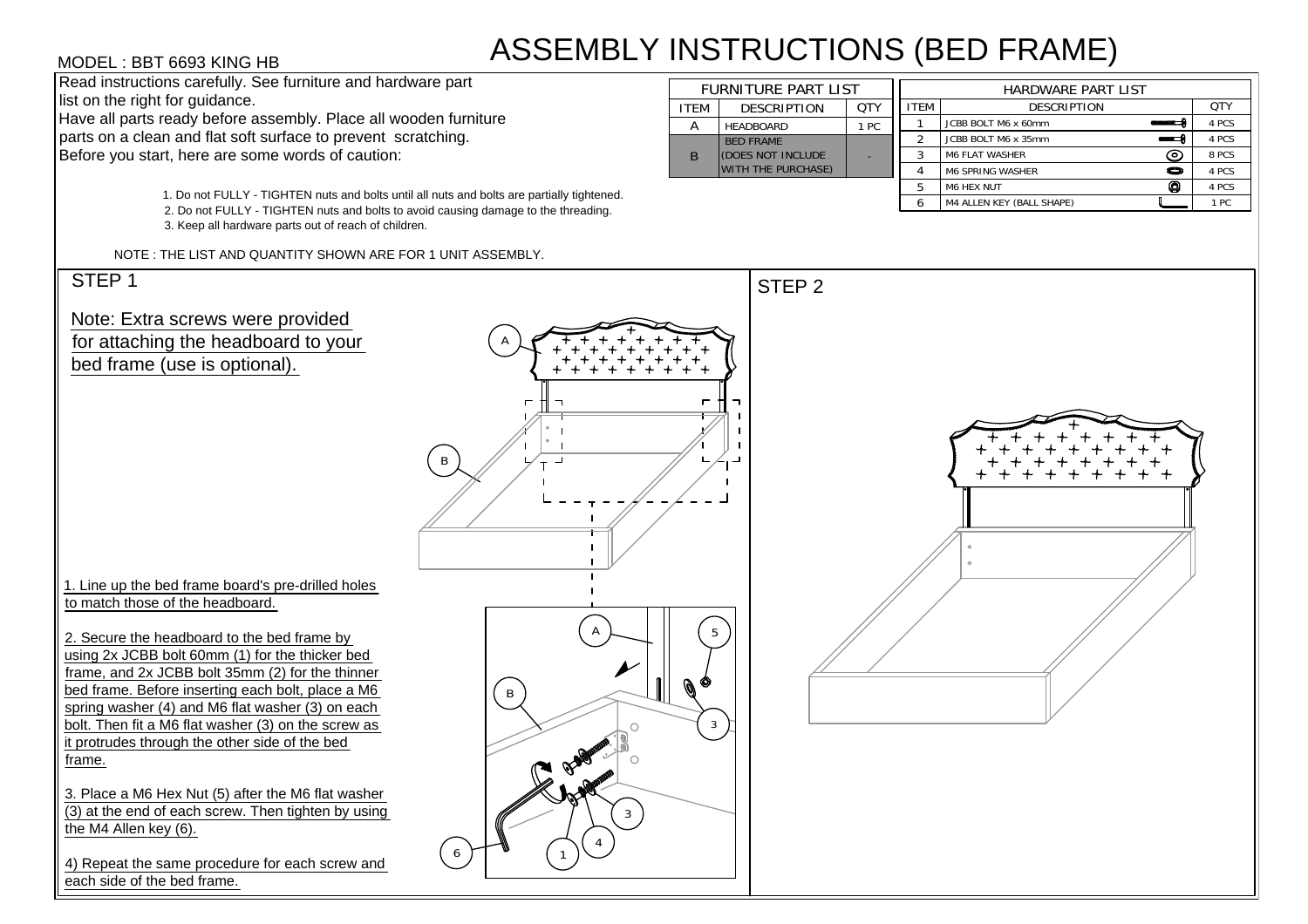MODEL : BBT 6693 KING HB

# ASSEMBLY INSTRUCTIONS (BED FRAME)

Read instructions carefully. See furniture and hardware part list on the right for guidance.
Have all parts ready before assembly. Place all wooden furniture parts on a clean and flat soft surface to prevent scratching.
Before you start, here are some words of caution:

1. Do not FULLY - TIGHTEN nuts and bolts until all nuts and bolts are partially tightened.
2. Do not FULLY - TIGHTEN nuts and bolts to avoid causing damage to the threading.
3. Keep all hardware parts out of reach of children.

NOTE : THE LIST AND QUANTITY SHOWN ARE FOR 1 UNIT ASSEMBLY.

| FURNITURE PART LIST | | |
|---|---|---|
| ITEM | DESCRIPTION | QTY |
| A | HEADBOARD | 1 PC |
| B | BED FRAME (DOES NOT INCLUDE WITH THE PURCHASE) | - |

| HARDWARE PART LIST | | |
|---|---|---|
| ITEM | DESCRIPTION | QTY |
| 1 | JCBB BOLT M6 x 60mm | 4 PCS |
| 2 | JCBB BOLT M6 x 35mm | 4 PCS |
| 3 | M6 FLAT WASHER | 8 PCS |
| 4 | M6 SPRING WASHER | 4 PCS |
| 5 | M6 HEX NUT | 4 PCS |
| 6 | M4 ALLEN KEY (BALL SHAPE) | 1 PC |

## STEP 1

Note: Extra screws were provided for attaching the headboard to your bed frame (use is optional).

1. Line up the bed frame board's pre-drilled holes to match those of the headboard.

2. Secure the headboard to the bed frame by using 2x JCBB bolt 60mm (1) for the thicker bed frame, and 2x JCBB bolt 35mm (2) for the thinner bed frame. Before inserting each bolt, place a M6 spring washer (4) and M6 flat washer (3) on each bolt. Then fit a M6 flat washer (3) on the screw as it protrudes through the other side of the bed frame.

3. Place a M6 Hex Nut (5) after the M6 flat washer (3) at the end of each screw. Then tighten by using the M4 Allen key (6).

4) Repeat the same procedure for each screw and each side of the bed frame.

A
B
A
B
5
3
3
4
6
1

## STEP 2